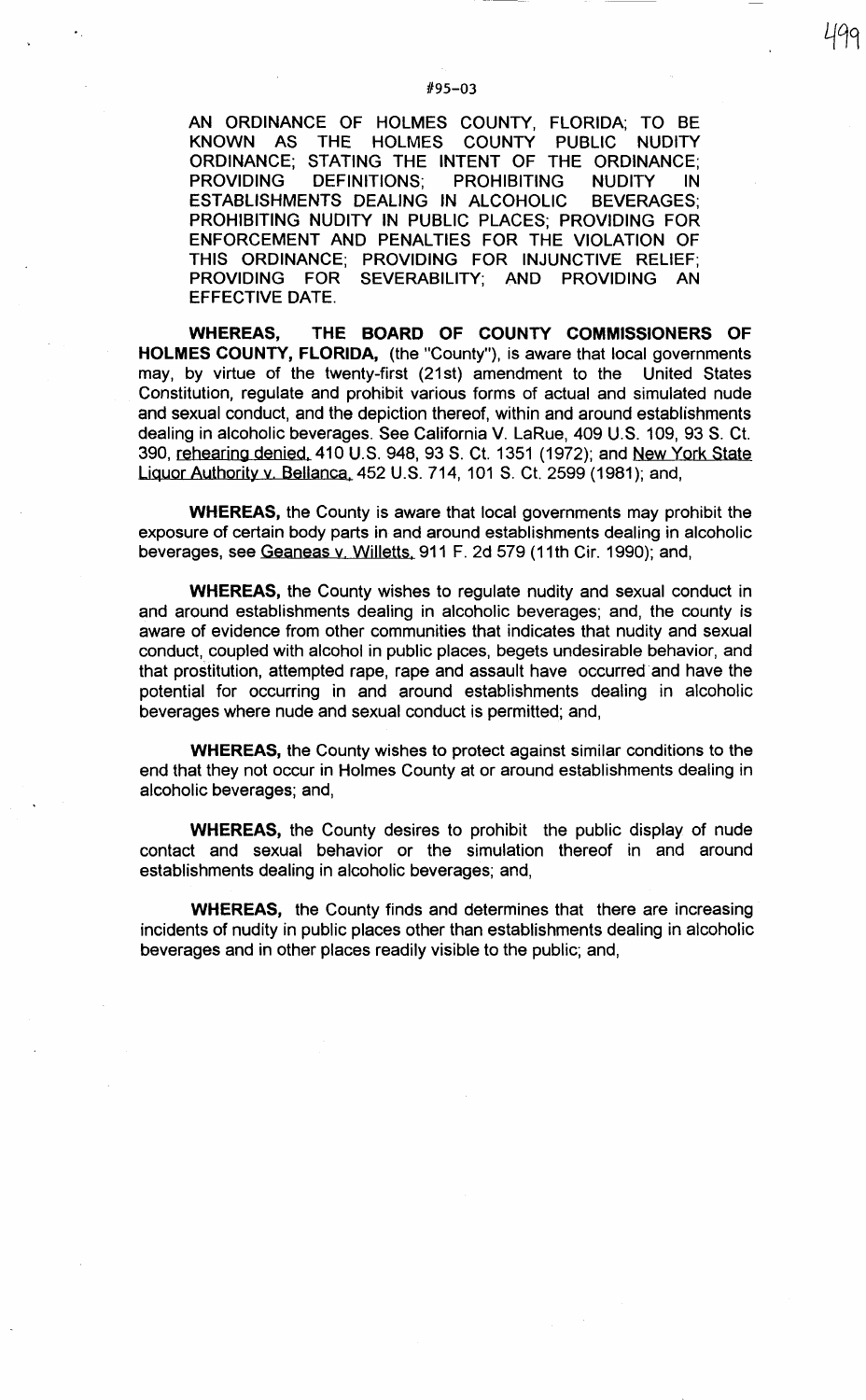#95-03

AN ORDINANCE OF HOLMES COUNTY, FLORIDA; TO BE KNOWN AS THE HOLMES COUNTY PUBLIC NUDITY ORDINANCE; STATING THE INTENT OF THE ORDINANCE; PROVIDING DEFINITIONS; PROHIBITING NUDITY IN ESTABLISHMENTS DEALING IN ALCOHOLIC BEVERAGES; PROHIBITING NUDITY IN PUBLIC PLACES; PROVIDING FOR ENFORCEMENT AND PENALTIES FOR THE VIOLATION OF THIS ORDINANCE; PROVIDING FOR INJUNCTIVE RELIEF; PROVIDING FOR SEVERABILITY; AND PROVIDING AN EFFECTIVE DATE.

**WHEREAS, THE BOARD OF COUNTY COMMISSIONERS OF HOLMES COUNTY, FLORIDA,** (the "County"), is aware that local governments may, by virtue of the twenty-first (21st) amendment to the United States Constitution, regulate and prohibit various forms of actual and simulated nude and sexual conduct, and the depiction thereof, within and around establishments dealing in alcoholic beverages. See California V. LaRue, 409 U.S. 109, 93 S. Ct. 390, rehearing denied, 410 U.S. 948, 93 S. Ct. 1351 (1972); and New York State Liquor Authority v. Bellanca, 452 U.S. 714, 101 S. Ct. 2599 (1981); and,

**WHEREAS,** the County is aware that local governments may prohibit the exposure of certain body parts in and around establishments dealing in alcoholic beverages, see Geaneas v. Willetts, 911 F. 2d 579 (11th Cir. 1990); and,

**WHEREAS,** the County wishes to regulate nudity and sexual conduct in and around establishments dealing in alcoholic beverages; and, the county is aware of evidence from other communities that indicates that nudity and sexual conduct, coupled with alcohol in public places, begets undesirable behavior, and that prostitution, attempted rape, rape and assault have occurred and have the potential for occurring in and around establishments dealing in alcoholic beverages where nude and sexual conduct is permitted; and,

**WHEREAS,** the County wishes to protect against similar conditions to the end that they not occur in Holmes County at or around establishments dealing in alcoholic beverages; and,

**WHEREAS,** the County desires to prohibit the public display of nude contact and sexual behavior or the simulation thereof in and around establishments dealing in alcoholic beverages; and,

**WHEREAS,** the County finds and determines that there are increasing incidents of nudity in public places other than establishments dealing in alcoholic beverages and in other places readily visible to the public; and,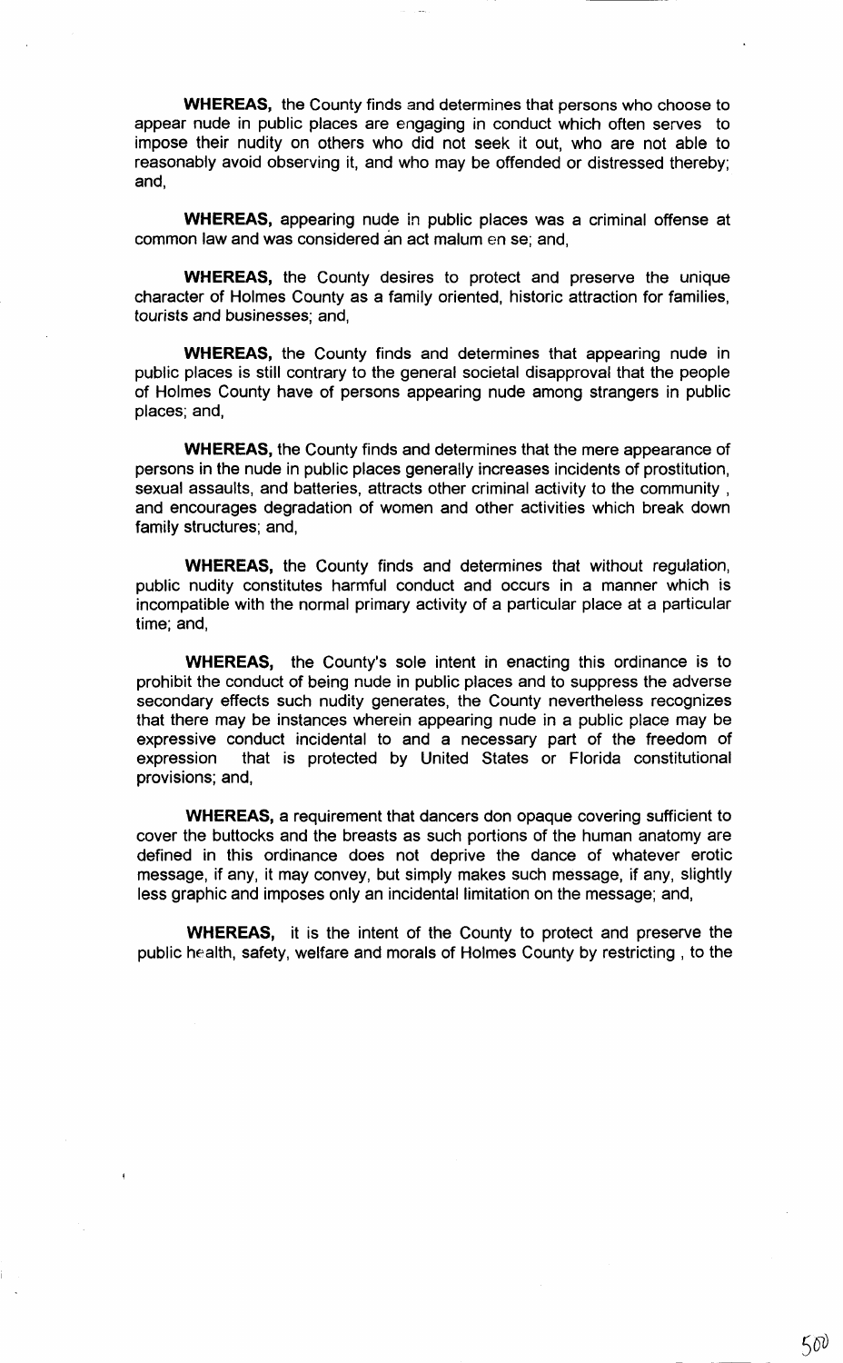**WHEREAS,** the County finds and determines that persons who choose to appear nude in public places are engaging in conduct which often serves to impose their nudity on others who did not seek it out, who are not able to reasonably avoid observing it, and who may be offended or distressed thereby; and,

**WHEREAS,** appearing nude in public places was a criminal offense at common law and was considered an act malum en se; and,

**WHEREAS,** the County desires to protect and preserve the unique character of Holmes County as a family oriented, historic attraction for families, tourists and businesses; and,

**WHEREAS,** the County finds and determines that appearing nude in public places is still contrary to the general societal disapproval that the people of Holmes County have of persons appearing nude among strangers in public places; and,

**WHEREAS,** the County finds and determines that the mere appearance of persons in the nude in public places generally increases incidents of prostitution, sexual assaults, and batteries, attracts other criminal activity to the community , and encourages degradation of women and other activities which break down family structures; and,

**WHEREAS,** the County finds and determines that without regulation, public nudity constitutes harmful conduct and occurs in a manner which is incompatible with the normal primary activity of a particular place at a particular time; and,

**WHEREAS,** the County's sole intent in enacting this ordinance is to prohibit the conduct of being nude in public places and to suppress the adverse secondary effects such nudity generates, the County nevertheless recognizes that there may be instances wherein appearing nude in a public place may be expressive conduct incidental to and a necessary part of the freedom of expression that is protected by United States or Florida constitutional provisions; and,

**WHEREAS,** a requirement that dancers don opaque covering sufficient to cover the buttocks and the breasts as such portions of the human anatomy are defined in this ordinance does not deprive the dance of whatever erotic message, if any, it may convey, but simply makes such message, if any, slightly less graphic and imposes only an incidental limitation on the message; and,

**WHEREAS,** it is the intent of the County to protect and preserve the public health, safety, welfare and morals of Holmes County by restricting , to the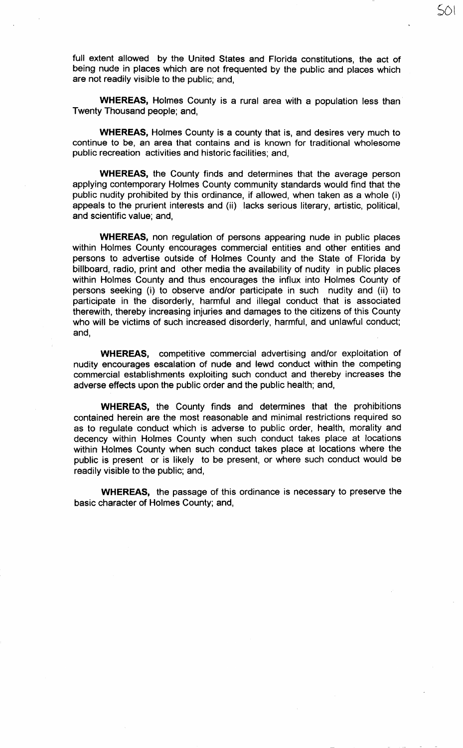full extent allowed by the United States and Florida constitutions, the act of being nude in places which are not frequented by the public and places which are not readily visible to the public; and,

**WHEREAS,** Holmes County is a rural area with a population less than Twenty Thousand people; and,

**WHEREAS,** Holmes County is a county that is, and desires very much to continue to be, an area that contains and is known for traditional wholesome public recreation activities and historic facilities; and,

**WHEREAS,** the County finds and determines that the average person applying contemporary Holmes County community standards would find that the public nudity prohibited by this ordinance, if allowed, when taken as a whole (i) appeals to the prurient interests and (ii) lacks serious literary, artistic, political, and scientific value; and,

**WHEREAS,** non regulation of persons appearing nude in public places within Holmes County encourages commercial entities and other entities and persons to advertise outside of Holmes County and the State of Florida by billboard, radio, print and other media the availability of nudity in public places within Holmes County and thus encourages the influx into Holmes County of persons seeking (i) to observe and/or participate in such nudity and (ii) to participate in the disorderly, harmful and illegal conduct that is associated therewith, thereby increasing injuries and damages to the citizens of this County who will be victims of such increased disorderly, harmful, and unlawful conduct; and,

**WHEREAS,** competitive commercial advertising and/or exploitation of nudity encourages escalation of nude and lewd conduct within the competing commercial establishments exploiting such conduct and thereby increases the adverse effects upon the public order and the public health; and,

**WHEREAS,** the County finds and determines that the prohibitions contained herein are the most reasonable and minimal restrictions required so as to regulate conduct which is adverse to public order, health, morality and decency within Holmes County when such conduct takes place at locations within Holmes County when such conduct takes place at locations where the public is present or is likely to be present, or where such conduct would be readily visible to the public; and,

**WHEREAS,** the passage of this ordinance is necessary to preserve the basic character of Holmes County; and,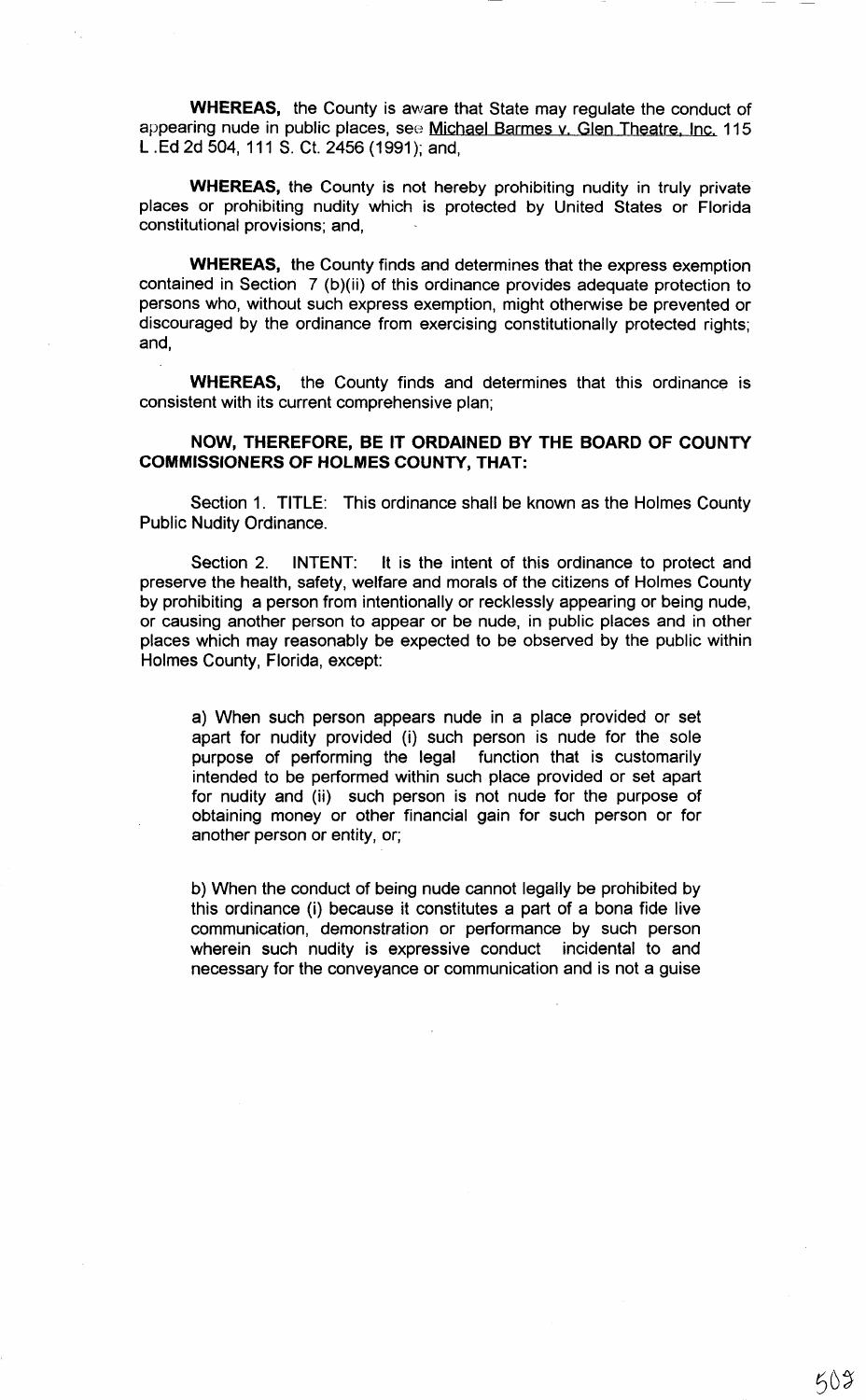**WHEREAS,** the County is aware that State may regulate the conduct of appearing nude in public places, see Michael Barmes v. Glen Theatre, Inc. 115 L .Ed 2d 504, 111 S. Ct. 2456 (1991); and,

**WHEREAS,** the County is not hereby prohibiting nudity in truly private places or prohibiting nudity which is protected by United States or Florida constitutional provisions; and,

**WHEREAS,** the County finds and determines that the express exemption contained in Section 7 (b)(ii) of this ordinance provides adequate protection to persons who, without such express exemption, might otherwise be prevented or discouraged by the ordinance from exercising constitutionally protected rights; and,

**WHEREAS,** the County finds and determines that this ordinance is consistent with its current comprehensive plan;

**NOW, THEREFORE, BE IT ORDAINED BY THE BOARD OF COUNTY COMMISSIONERS OF HOLMES COUNTY, THAT:**

Section 1. TITLE: This ordinance shall be known as the Holmes County Public Nudity Ordinance.

Section 2. INTENT: It is the intent of this ordinance to protect and preserve the health, safety, welfare and morals of the citizens of Holmes County by prohibiting a person from intentionally or recklessly appearing or being nude, or causing another person to appear or be nude, in public places and in other places which may reasonably be expected to be observed by the public within Holmes County, Florida, except:

a) When such person appears nude in a place provided or set apart for nudity provided (i) such person is nude for the sole purpose of performing the legal function that is customarily intended to be performed within such place provided or set apart for nudity and (ii) such person is not nude for the purpose of obtaining money or other financial gain for such person or for another person or entity, or;

b) When the conduct of being nude cannot legally be prohibited by this ordinance (i) because it constitutes a part of a bona fide live communication, demonstration or performance by such person wherein such nudity is expressive conduct incidental to and necessary for the conveyance or communication and is not a guise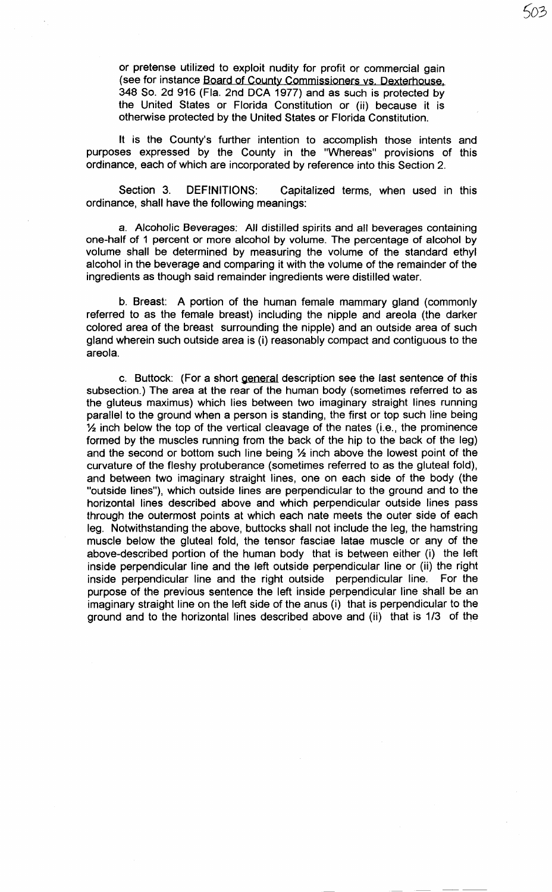or pretense utilized to exploit nudity for profit or commercial gain (see for instance Board of County Commissioners vs. Dexterhouse, 348 So. 2d 916 (Fla. 2nd DCA 1977) and as such is protected by the United States or Florida Constitution or (ii) because it is otherwise protected by the United States or Florida Constitution.

It is the County's further intention to accomplish those intents and purposes expressed by the County in the "Whereas" provisions of this ordinance, each of which are incorporated by reference into this Section 2.

Section 3. DEFINITIONS: Capitalized terms, when used in this ordinance, shall have the following meanings:

a. Alcoholic Beverages: All distilled spirits and all beverages containing one-half of 1 percent or more alcohol by volume. The percentage of alcohol by volume shall be determined by measuring the volume of the standard ethyl alcohol in the beverage and comparing it with the volume of the remainder of the ingredients as though said remainder ingredients were distilled water.

b. Breast: A portion of the human female mammary gland (commonly referred to as the female breast) including the nipple and areola (the darker colored area of the breast surrounding the nipple) and an outside area of such gland wherein such outside area is (i) reasonably compact and contiguous to the areola.

c. Buttock: (For a short general description see the last sentence of this subsection.) The area at the rear of the human body (sometimes referred to as the gluteus maximus) which lies between two imaginary straight lines running parallel to the ground when a person is standing, the first or top such line being ½ inch below the top of the vertical cleavage of the nates (i.e., the prominence formed by the muscles running from the back of the hip to the back of the leg) and the second or bottom such line being ½ inch above the lowest point of the curvature of the fleshy protuberance (sometimes referred to as the gluteal fold), and between two imaginary straight lines, one on each side of the body (the "outside lines"), which outside lines are perpendicular to the ground and to the horizontal lines described above and which perpendicular outside lines pass through the outermost points at which each nate meets the outer side of each leg. Notwithstanding the above, buttocks shall not include the leg, the hamstring muscle below the gluteal fold, the tensor fasciae latae muscle or any of the above-described portion of the human body that is between either (i) the left inside perpendicular line and the left outside perpendicular line or (ii) the right inside perpendicular line and the right outside perpendicular line. For the purpose of the previous sentence the left inside perpendicular line shall be an imaginary straight line on the left side of the anus (i) that is perpendicular to the ground and to the horizontal lines described above and (ii) that is 1/3 of the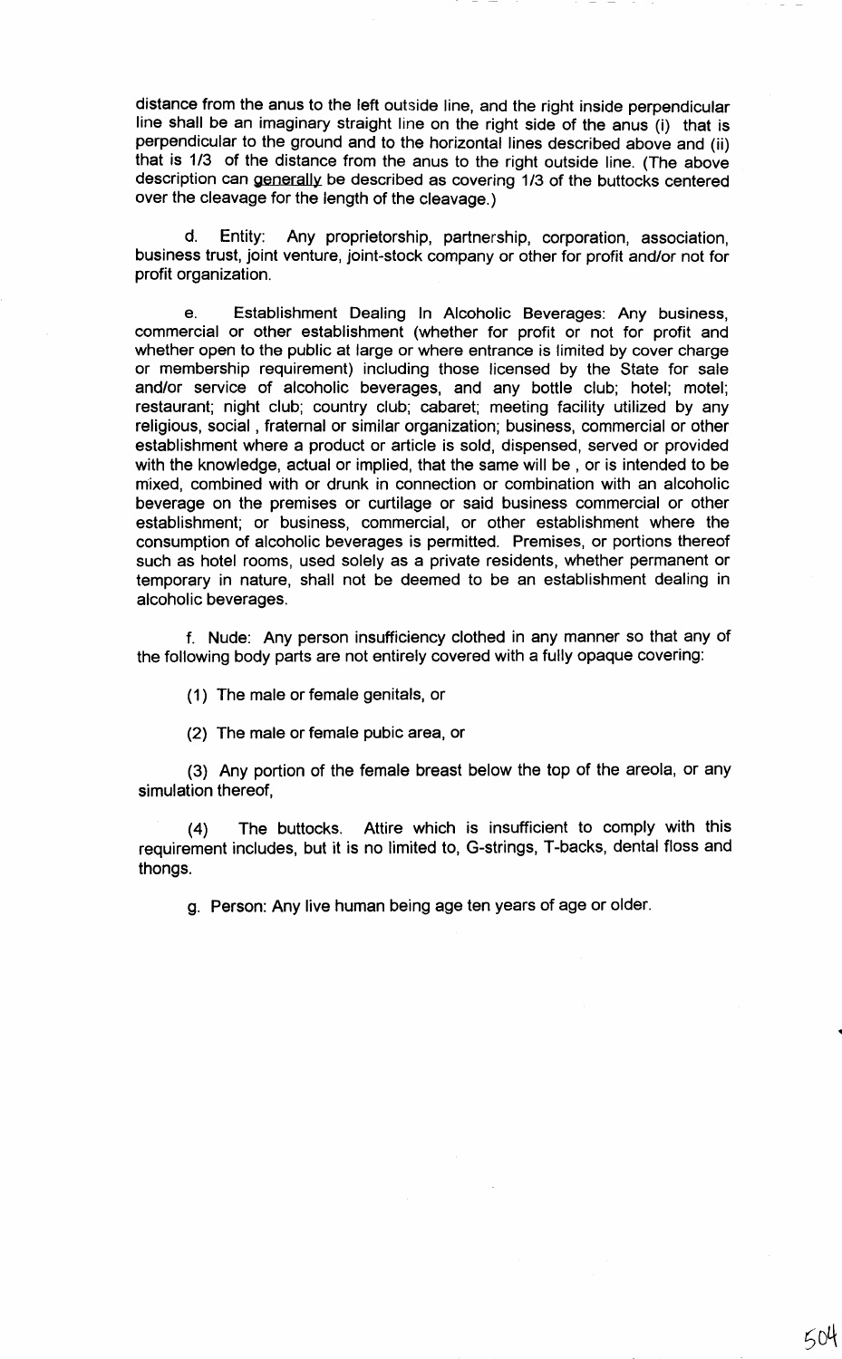distance from the anus to the left outside line, and the right inside perpendicular line shall be an imaginary straight line on the right side of the anus (i) that is perpendicular to the ground and to the horizontal lines described above and (ii) that is 1/3 of the distance from the anus to the right outside line. (The above description can generally be described as covering 1/3 of the buttocks centered over the cleavage for the length of the cleavage.)

d. Entity: Any proprietorship, partnership, corporation, association, business trust, joint venture, joint-stock company or other for profit and/or not for profit organization.

e. Establishment Dealing In Alcoholic Beverages: Any business, commercial or other establishment (whether for profit or not for profit and whether open to the public at large or where entrance is limited by cover charge or membership requirement) including those licensed by the State for sale and/or service of alcoholic beverages, and any bottle club; hotel; motel; restaurant; night club; country club; cabaret; meeting facility utilized by any religious, social , fraternal or similar organization; business, commercial or other establishment where a product or article is sold, dispensed, served or provided with the knowledge, actual or implied, that the same will be , or is intended to be mixed, combined with or drunk in connection or combination with an alcoholic beverage on the premises or curtilage or said business commercial or other establishment; or business, commercial, or other establishment where the consumption of alcoholic beverages is permitted. Premises, or portions thereof such as hotel rooms, used solely as a private residents, whether permanent or temporary in nature, shall not be deemed to be an establishment dealing in alcoholic beverages.

f. Nude: Any person insufficiency clothed in any manner so that any of the following body parts are not entirely covered with a fully opaque covering:

(1) The male or female genitals, or

(2) The male or female pubic area, or

(3) Any portion of the female breast below the top of the areola, or any simulation thereof,

(4) The buttocks. Attire which is insufficient to comply with this requirement includes, but it is no limited to, G-strings, T-backs, dental floss and thongs.

g. Person: Any live human being age ten years of age or older.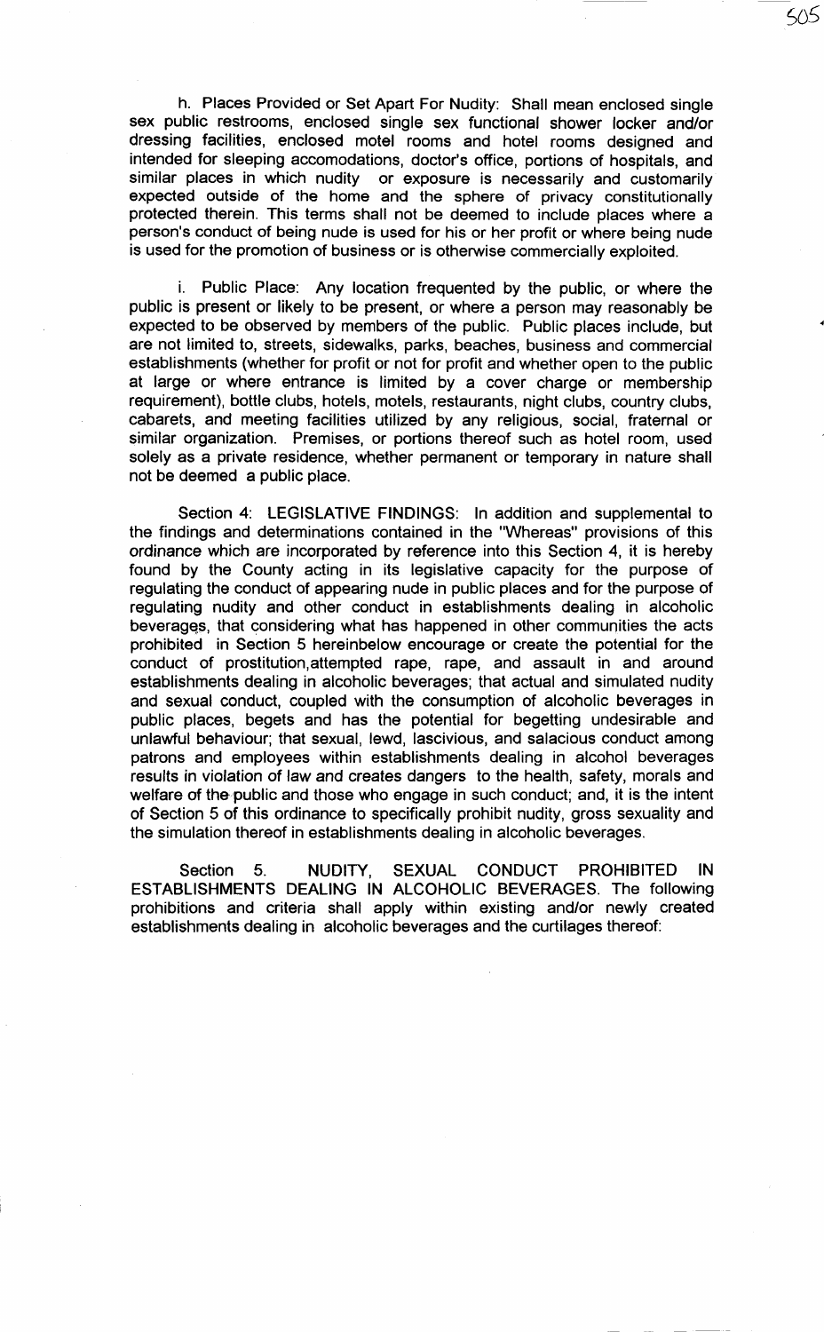h. Places Provided or Set Apart For Nudity: Shall mean enclosed single sex public restrooms, enclosed single sex functional shower locker and/or dressing facilities, enclosed motel rooms and hotel rooms designed and intended for sleeping accomodations, doctor's office, portions of hospitals, and similar places in which nudity or exposure is necessarily and customarily expected outside of the home and the sphere of privacy constitutionally protected therein. This terms shall not be deemed to include places where a person's conduct of being nude is used for his or her profit or where being nude is used for the promotion of business or is otherwise commercially exploited.

i. Public Place: Any location frequented by the public, or where the public is present or likely to be present, or where a person may reasonably be expected to be observed by members of the public. Public places include, but are not limited to, streets, sidewalks, parks, beaches, business and commercial establishments (whether for profit or not for profit and whether open to the public at large or where entrance is limited by a cover charge or membership requirement), bottle clubs, hotels, motels, restaurants, night clubs, country clubs, cabarets, and meeting facilities utilized by any religious, social, fraternal or similar organization. Premises, or portions thereof such as hotel room, used solely as a private residence, whether permanent or temporary in nature shall not be deemed a public place.

Section 4: LEGISLATIVE FINDINGS: In addition and supplemental to the findings and determinations contained in the "Whereas" provisions of this ordinance which are incorporated by reference into this Section 4, it is hereby found by the County acting in its legislative capacity for the purpose of regulating the conduct of appearing nude in public places and for the purpose of regulating nudity and other conduct in establishments dealing in alcoholic beverages, that considering what has happened in other communities the acts prohibited in Section 5 hereinbelow encourage or create the potential for the conduct of prostitution,attempted rape, rape, and assault in and around establishments dealing in alcoholic beverages; that actual and simulated nudity and sexual conduct, coupled with the consumption of alcoholic beverages in public places, begets and has the potential for begetting undesirable and unlawful behaviour; that sexual, lewd, lascivious, and salacious conduct among patrons and employees within establishments dealing in alcohol beverages results in violation of law and creates dangers to the health, safety, morals and welfare of the public and those who engage in such conduct; and, it is the intent of Section 5 of this ordinance to specifically prohibit nudity, gross sexuality and the simulation thereof in establishments dealing in alcoholic beverages.

Section 5. NUDITY, SEXUAL CONDUCT PROHIBITED IN ESTABLISHMENTS DEALING IN ALCOHOLIC BEVERAGES. The following prohibitions and criteria shall apply within existing and/or newly created establishments dealing in alcoholic beverages and the curtilages thereof: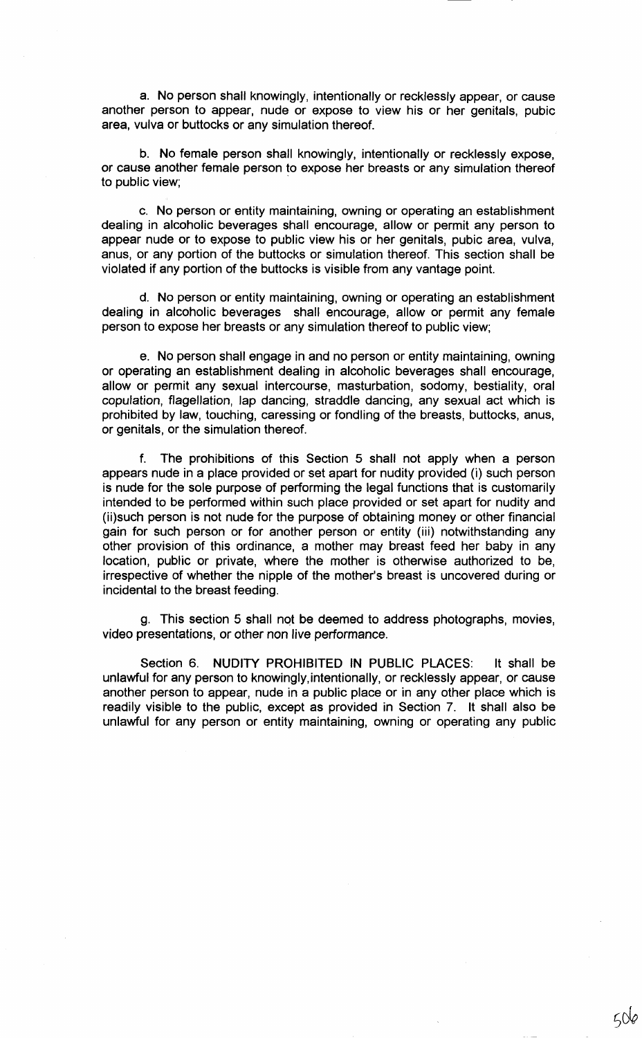a. No person shall knowingly, intentionally or recklessly appear, or cause another person to appear, nude or expose to view his or her genitals, pubic area, vulva or buttocks or any simulation thereof.

b. No female person shall knowingly, intentionally or recklessly expose, or cause another female person to expose her breasts or any simulation thereof to public view;

c. No person or entity maintaining, owning or operating an establishment dealing in alcoholic beverages shall encourage, allow or permit any person to appear nude or to expose to public view his or her genitals, pubic area, vulva, anus, or any portion of the buttocks or simulation thereof. This section shall be violated if any portion of the buttocks is visible from any vantage point.

d. No person or entity maintaining, owning or operating an establishment dealing in alcoholic beverages shall encourage, allow or permit any female person to expose her breasts or any simulation thereof to public view;

e. No person shall engage in and no person or entity maintaining, owning or operating an establishment dealing in alcoholic beverages shall encourage, allow or permit any sexual intercourse, masturbation, sodomy, bestiality, oral copulation, flagellation, lap dancing, straddle dancing, any sexual act which is prohibited by law, touching, caressing or fondling of the breasts, buttocks, anus, or genitals, or the simulation thereof.

f. The prohibitions of this Section 5 shall not apply when a person appears nude in a place provided or set apart for nudity provided (i) such person is nude for the sole purpose of performing the legal functions that is customarily intended to be performed within such place provided or set apart for nudity and (ii)such person is not nude for the purpose of obtaining money or other financial gain for such person or for another person or entity (iii) notwithstanding any other provision of this ordinance, a mother may breast feed her baby in any location, public or private, where the mother is otherwise authorized to be, irrespective of whether the nipple of the mother's breast is uncovered during or incidental to the breast feeding.

g. This section 5 shall not be deemed to address photographs, movies, video presentations, or other non live performance.

Section 6. NUDITY PROHIBITED IN PUBLIC PLACES: It shall be unlawful for any person to knowingly,intentionally, or recklessly appear, or cause another person to appear, nude in a public place or in any other place which is readily visible to the public, except as provided in Section 7. It shall also be unlawful for any person or entity maintaining, owning or operating any public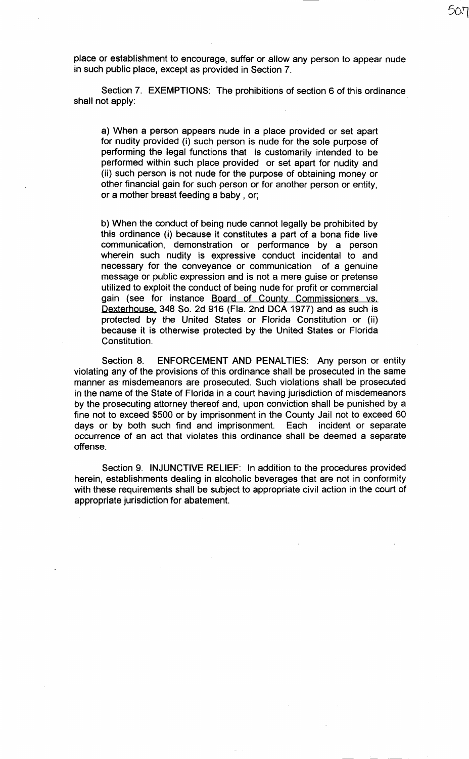place or establishment to encourage, suffer or allow any person to appear nude in such public place, except as provided in Section 7.

Section 7. EXEMPTIONS: The prohibitions of section 6 of this ordinance shall not apply:

> a) When a person appears nude in a place provided or set apart for nudity provided (i) such person is nude for the sole purpose of performing the legal functions that is customarily intended to be performed within such place provided or set apart for nudity and (ii) such person is not nude for the purpose of obtaining money or other financial gain for such person or for another person or entity, or a mother breast feeding a baby , or;
>
> b) When the conduct of being nude cannot legally be prohibited by this ordinance (i) because it constitutes a part of a bona fide live communication, demonstration or performance by a person wherein such nudity is expressive conduct incidental to and necessary for the conveyance or communication of a genuine message or public expression and is not a mere guise or pretense utilized to exploit the conduct of being nude for profit or commercial gain (see for instance Board of County Commissioners vs. Dexterhouse, 348 So. 2d 916 (Fla. 2nd DCA 1977) and as such is protected by the United States or Florida Constitution or (ii) because it is otherwise protected by the United States or Florida Constitution.

Section 8. ENFORCEMENT AND PENALTIES: Any person or entity violating any of the provisions of this ordinance shall be prosecuted in the same manner as misdemeanors are prosecuted. Such violations shall be prosecuted in the name of the State of Florida in a court having jurisdiction of misdemeanors by the prosecuting attorney thereof and, upon conviction shall be punished by a fine not to exceed $500 or by imprisonment in the County Jail not to exceed 60 days or by both such find and imprisonment. Each incident or separate occurrence of an act that violates this ordinance shall be deemed a separate offense.

Section 9. INJUNCTIVE RELIEF: In addition to the procedures provided herein, establishments dealing in alcoholic beverages that are not in conformity with these requirements shall be subject to appropriate civil action in the court of appropriate jurisdiction for abatement.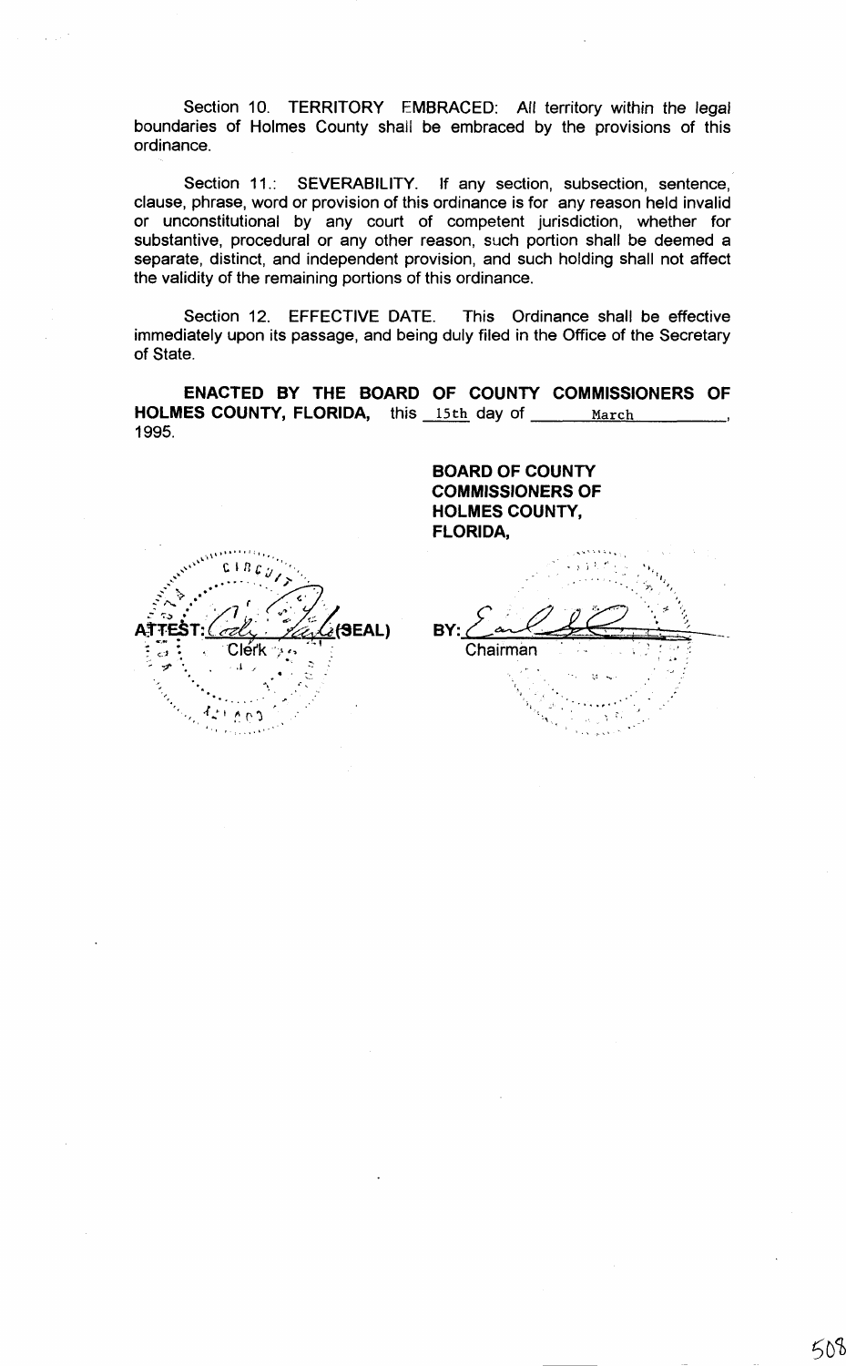Section 10. TERRITORY EMBRACED: All territory within the legal boundaries of Holmes County shall be embraced by the provisions of this ordinance.

Section 11.: SEVERABILITY. If any section, subsection, sentence, clause, phrase, word or provision of this ordinance is for any reason held invalid or unconstitutional by any court of competent jurisdiction, whether for substantive, procedural or any other reason, such portion shall be deemed a separate, distinct, and independent provision, and such holding shall not affect the validity of the remaining portions of this ordinance.

Section 12. EFFECTIVE DATE. This Ordinance shall be effective immediately upon its passage, and being duly filed in the Office of the Secretary of State.

**ENACTED BY THE BOARD OF COUNTY COMMISSIONERS OF HOLMES COUNTY, FLORIDA,** this 15th day of March, 1995.

**BOARD OF COUNTY COMMISSIONERS OF HOLMES COUNTY, FLORIDA,**

ATTEST: ______________ (SEAL)
Clerk

BY: ______________
Chairman